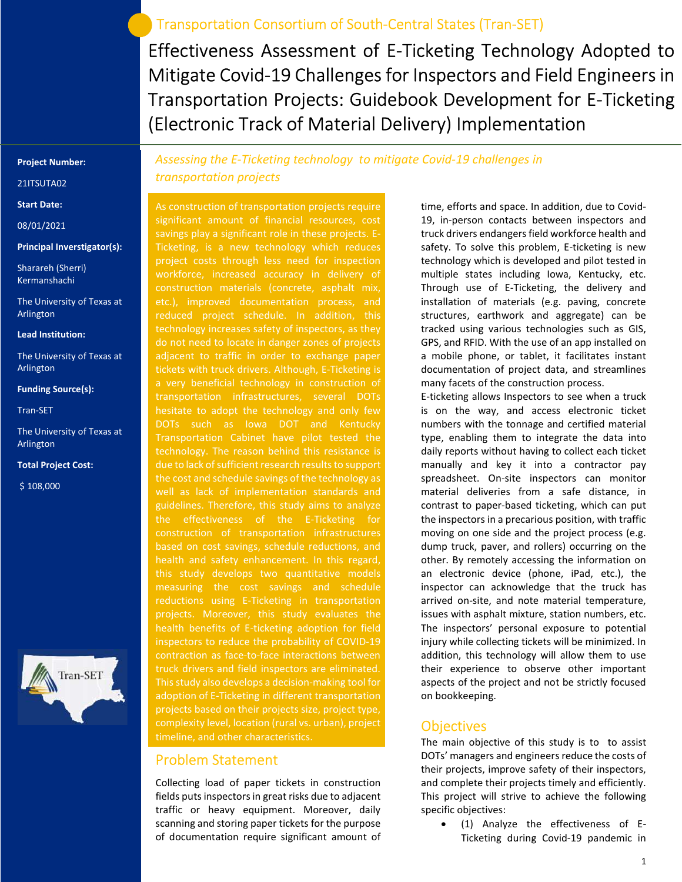Transportation Consortium of South-Central States (Tran-SET)

# Effectiveness Assessment of E-Ticketing Technology Adopted to Mitigate Covid-19 Challenges for Inspectors and Field Engineers in Transportation Projects: Guidebook Development for E-Ticketing (Electronic Track of Material Delivery) Implementation

**Project Number:**

21ITSUTA02

**Start Date:**

08/01/2021

**Principal Inverstigator(s):**

Sharareh (Sherri) Kermanshachi

The University of Texas at Arlington

**Lead Institution:**

The University of Texas at Arlington

**Funding Source(s):**

Tran-SET

The University of Texas at Arlington

**Total Project Cost:**

$ 108,000

*Assessing the E-Ticketing technology to mitigate Covid-19 challenges in transportation projects*

As construction of transportation projects require significant amount of financial resources, cost savings play a significant role in these projects. E-Ticketing, is a new technology which reduces project costs through less need for inspection workforce, increased accuracy in delivery of construction materials (concrete, asphalt mix, etc.), improved documentation process, and reduced project schedule. In addition, this technology increases safety of inspectors, as they do not need to locate in danger zones of projects adjacent to traffic in order to exchange paper tickets with truck drivers. Although, E-Ticketing is a very beneficial technology in construction of transportation infrastructures, several DOTs hesitate to adopt the technology and only few DOTs such as Iowa DOT and Kentucky Transportation Cabinet have pilot tested the technology. The reason behind this resistance is due to lack of sufficient research results to support the cost and schedule savings of the technology as well as lack of implementation standards and guidelines. Therefore, this study aims to analyze the effectiveness of the E-Ticketing for construction of transportation infrastructures based on cost savings, schedule reductions, and health and safety enhancement. In this regard, this study develops two quantitative models measuring the cost savings and schedule reductions using E-Ticketing in transportation projects. Moreover, this study evaluates the health benefits of E-ticketing adoption for field inspectors to reduce the probability of COVID-19 contraction as face-to-face interactions between truck drivers and field inspectors are eliminated. This study also develops a decision-making tool for adoption of E-Ticketing in different transportation projects based on their projects size, project type, complexity level, location (rural vs. urban), project timeline, and other characteristics.

## Problem Statement

Collecting load of paper tickets in construction fields puts inspectors in great risks due to adjacent traffic or heavy equipment. Moreover, daily scanning and storing paper tickets for the purpose of documentation require significant amount of time, efforts and space. In addition, due to Covid-19, in-person contacts between inspectors and truck drivers endangers field workforce health and safety. To solve this problem, E-ticketing is new technology which is developed and pilot tested in multiple states including Iowa, Kentucky, etc. Through use of E-Ticketing, the delivery and installation of materials (e.g. paving, concrete structures, earthwork and aggregate) can be tracked using various technologies such as GIS, GPS, and RFID. With the use of an app installed on a mobile phone, or tablet, it facilitates instant documentation of project data, and streamlines many facets of the construction process.

E-ticketing allows Inspectors to see when a truck is on the way, and access electronic ticket numbers with the tonnage and certified material type, enabling them to integrate the data into daily reports without having to collect each ticket manually and key it into a contractor pay spreadsheet. On-site inspectors can monitor material deliveries from a safe distance, in contrast to paper-based ticketing, which can put the inspectors in a precarious position, with traffic moving on one side and the project process (e.g. dump truck, paver, and rollers) occurring on the other. By remotely accessing the information on an electronic device (phone, iPad, etc.), the inspector can acknowledge that the truck has arrived on-site, and note material temperature, issues with asphalt mixture, station numbers, etc. The inspectors' personal exposure to potential injury while collecting tickets will be minimized. In addition, this technology will allow them to use their experience to observe other important aspects of the project and not be strictly focused on bookkeeping.

## Objectives

The main objective of this study is to to assist DOTs' managers and engineers reduce the costs of their projects, improve safety of their inspectors, and complete their projects timely and efficiently. This project will strive to achieve the following specific objectives:

- (1) Analyze the effectiveness of E-Ticketing during Covid-19 pandemic in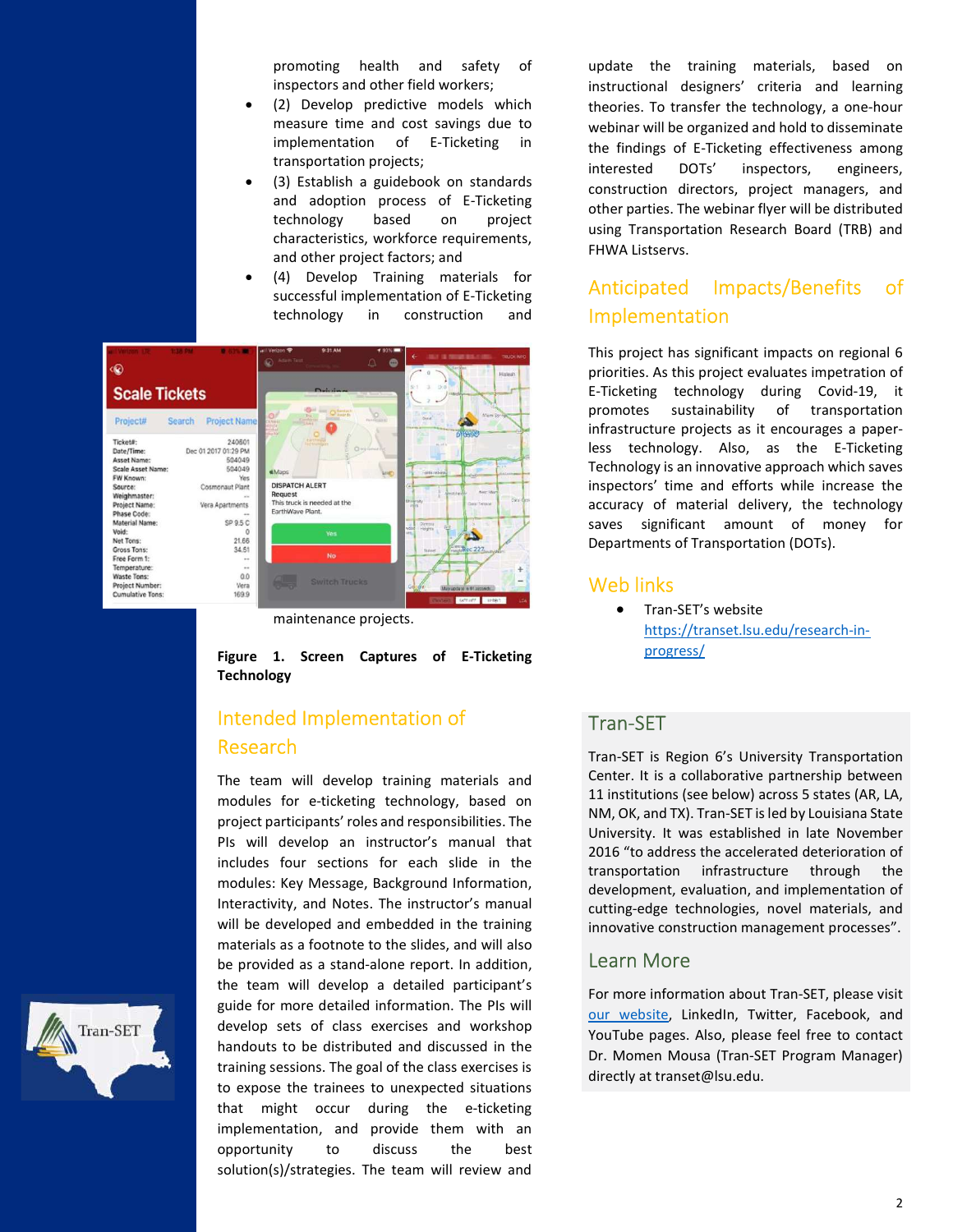promoting health and safety of inspectors and other field workers;

- (2) Develop predictive models which measure time and cost savings due to implementation of E-Ticketing in transportation projects;
- (3) Establish a guidebook on standards and adoption process of E-Ticketing technology based on project characteristics, workforce requirements, and other project factors; and
- (4) Develop Training materials for successful implementation of E-Ticketing technology in construction and maintenance projects.

**Figure 1. Screen Captures of E-Ticketing Technology**

## Intended Implementation of Research

The team will develop training materials and modules for e-ticketing technology, based on project participants' roles and responsibilities. The PIs will develop an instructor's manual that includes four sections for each slide in the modules: Key Message, Background Information, Interactivity, and Notes. The instructor's manual will be developed and embedded in the training materials as a footnote to the slides, and will also be provided as a stand-alone report. In addition, the team will develop a detailed participant's guide for more detailed information. The PIs will develop sets of class exercises and workshop handouts to be distributed and discussed in the training sessions. The goal of the class exercises is to expose the trainees to unexpected situations that might occur during the e-ticketing implementation, and provide them with an opportunity to discuss the best solution(s)/strategies. The team will review and update the training materials, based on instructional designers' criteria and learning theories. To transfer the technology, a one-hour webinar will be organized and hold to disseminate the findings of E-Ticketing effectiveness among interested DOTs' inspectors, engineers, construction directors, project managers, and other parties. The webinar flyer will be distributed using Transportation Research Board (TRB) and FHWA Listservs.

## Anticipated Impacts/Benefits of Implementation

This project has significant impacts on regional 6 priorities. As this project evaluates impetration of E-Ticketing technology during Covid-19, it promotes sustainability of transportation infrastructure projects as it encourages a paper-less technology. Also, as the E-Ticketing Technology is an innovative approach which saves inspectors' time and efforts while increase the accuracy of material delivery, the technology saves significant amount of money for Departments of Transportation (DOTs).

## Web links

- Tran-SET's website https://transet.lsu.edu/research-in-progress/

## Tran-SET

Tran-SET is Region 6's University Transportation Center. It is a collaborative partnership between 11 institutions (see below) across 5 states (AR, LA, NM, OK, and TX). Tran-SET is led by Louisiana State University. It was established in late November 2016 "to address the accelerated deterioration of transportation infrastructure through the development, evaluation, and implementation of cutting-edge technologies, novel materials, and innovative construction management processes".

## Learn More

For more information about Tran-SET, please visit our website, LinkedIn, Twitter, Facebook, and YouTube pages. Also, please feel free to contact Dr. Momen Mousa (Tran-SET Program Manager) directly at transet@lsu.edu.